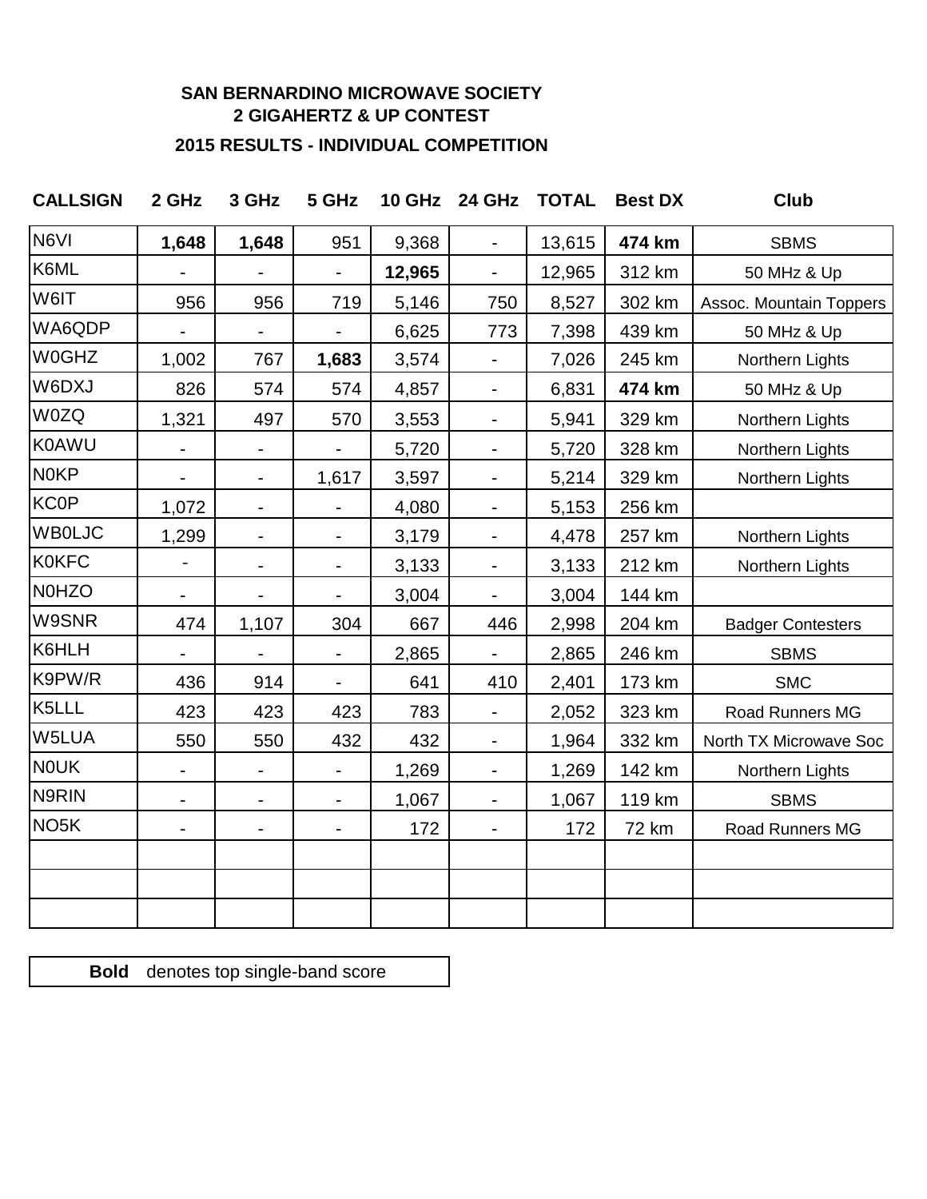**SAN BERNARDINO MICROWAVE SOCIETY**
**2 GIGAHERTZ & UP CONTEST**

**2015 RESULTS - INDIVIDUAL COMPETITION**

| CALLSIGN | 2 GHz | 3 GHz | 5 GHz | 10 GHz | 24 GHz | TOTAL | Best DX | Club |
|---|---|---|---|---|---|---|---|---|
| N6VI | **1,648** | **1,648** | 951 | 9,368 | - | 13,615 | **474 km** | SBMS |
| K6ML | - | - | - | **12,965** | - | 12,965 | 312 km | 50 MHz & Up |
| W6IT | 956 | 956 | 719 | 5,146 | 750 | 8,527 | 302 km | Assoc. Mountain Toppers |
| WA6QDP | - | - | - | 6,625 | 773 | 7,398 | 439 km | 50 MHz & Up |
| W0GHZ | 1,002 | 767 | **1,683** | 3,574 | - | 7,026 | 245 km | Northern Lights |
| W6DXJ | 826 | 574 | 574 | 4,857 | - | 6,831 | **474 km** | 50 MHz & Up |
| W0ZQ | 1,321 | 497 | 570 | 3,553 | - | 5,941 | 329 km | Northern Lights |
| K0AWU | - | - | - | 5,720 | - | 5,720 | 328 km | Northern Lights |
| N0KP | - | - | 1,617 | 3,597 | - | 5,214 | 329 km | Northern Lights |
| KC0P | 1,072 | - | - | 4,080 | - | 5,153 | 256 km | |
| WB0LJC | 1,299 | - | - | 3,179 | - | 4,478 | 257 km | Northern Lights |
| K0KFC | - | - | - | 3,133 | - | 3,133 | 212 km | Northern Lights |
| N0HZO | - | - | - | 3,004 | - | 3,004 | 144 km | |
| W9SNR | 474 | 1,107 | 304 | 667 | 446 | 2,998 | 204 km | Badger Contesters |
| K6HLH | - | - | - | 2,865 | - | 2,865 | 246 km | SBMS |
| K9PW/R | 436 | 914 | - | 641 | 410 | 2,401 | 173 km | SMC |
| K5LLL | 423 | 423 | 423 | 783 | - | 2,052 | 323 km | Road Runners MG |
| W5LUA | 550 | 550 | 432 | 432 | - | 1,964 | 332 km | North TX Microwave Soc |
| N0UK | - | - | - | 1,269 | - | 1,269 | 142 km | Northern Lights |
| N9RIN | - | - | - | 1,067 | - | 1,067 | 119 km | SBMS |
| NO5K | - | - | - | 172 | - | 172 | 72 km | Road Runners MG |
| | | | | | | | | |
| | | | | | | | | |
| | | | | | | | | |

**Bold** denotes top single-band score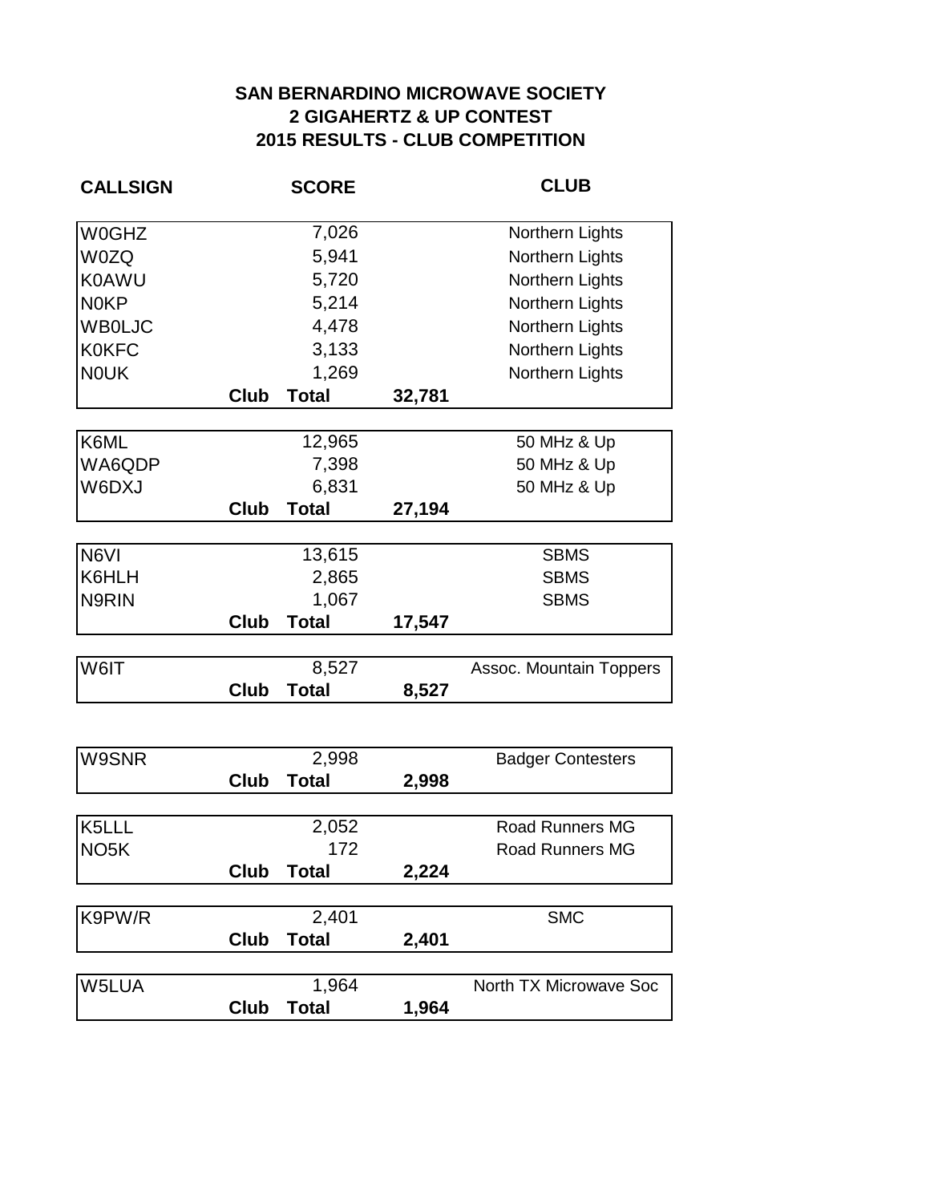# SAN BERNARDINO MICROWAVE SOCIETY
# 2 GIGAHERTZ & UP CONTEST
# 2015 RESULTS - CLUB COMPETITION

| CALLSIGN | | SCORE | | CLUB |
|---|---|---|---|---|
| W0GHZ | | 7,026 | | Northern Lights |
| W0ZQ | | 5,941 | | Northern Lights |
| K0AWU | | 5,720 | | Northern Lights |
| N0KP | | 5,214 | | Northern Lights |
| WB0LJC | | 4,478 | | Northern Lights |
| K0KFC | | 3,133 | | Northern Lights |
| N0UK | | 1,269 | | Northern Lights |
| | **Club** | **Total** | **32,781** | |
| K6ML | | 12,965 | | 50 MHz & Up |
| WA6QDP | | 7,398 | | 50 MHz & Up |
| W6DXJ | | 6,831 | | 50 MHz & Up |
| | **Club** | **Total** | **27,194** | |
| N6VI | | 13,615 | | SBMS |
| K6HLH | | 2,865 | | SBMS |
| N9RIN | | 1,067 | | SBMS |
| | **Club** | **Total** | **17,547** | |
| W6IT | | 8,527 | | Assoc. Mountain Toppers |
| | **Club** | **Total** | **8,527** | |
| W9SNR | | 2,998 | | Badger Contesters |
| | **Club** | **Total** | **2,998** | |
| K5LLL | | 2,052 | | Road Runners MG |
| NO5K | | 172 | | Road Runners MG |
| | **Club** | **Total** | **2,224** | |
| K9PW/R | | 2,401 | | SMC |
| | **Club** | **Total** | **2,401** | |
| W5LUA | | 1,964 | | North TX Microwave Soc |
| | **Club** | **Total** | **1,964** | |